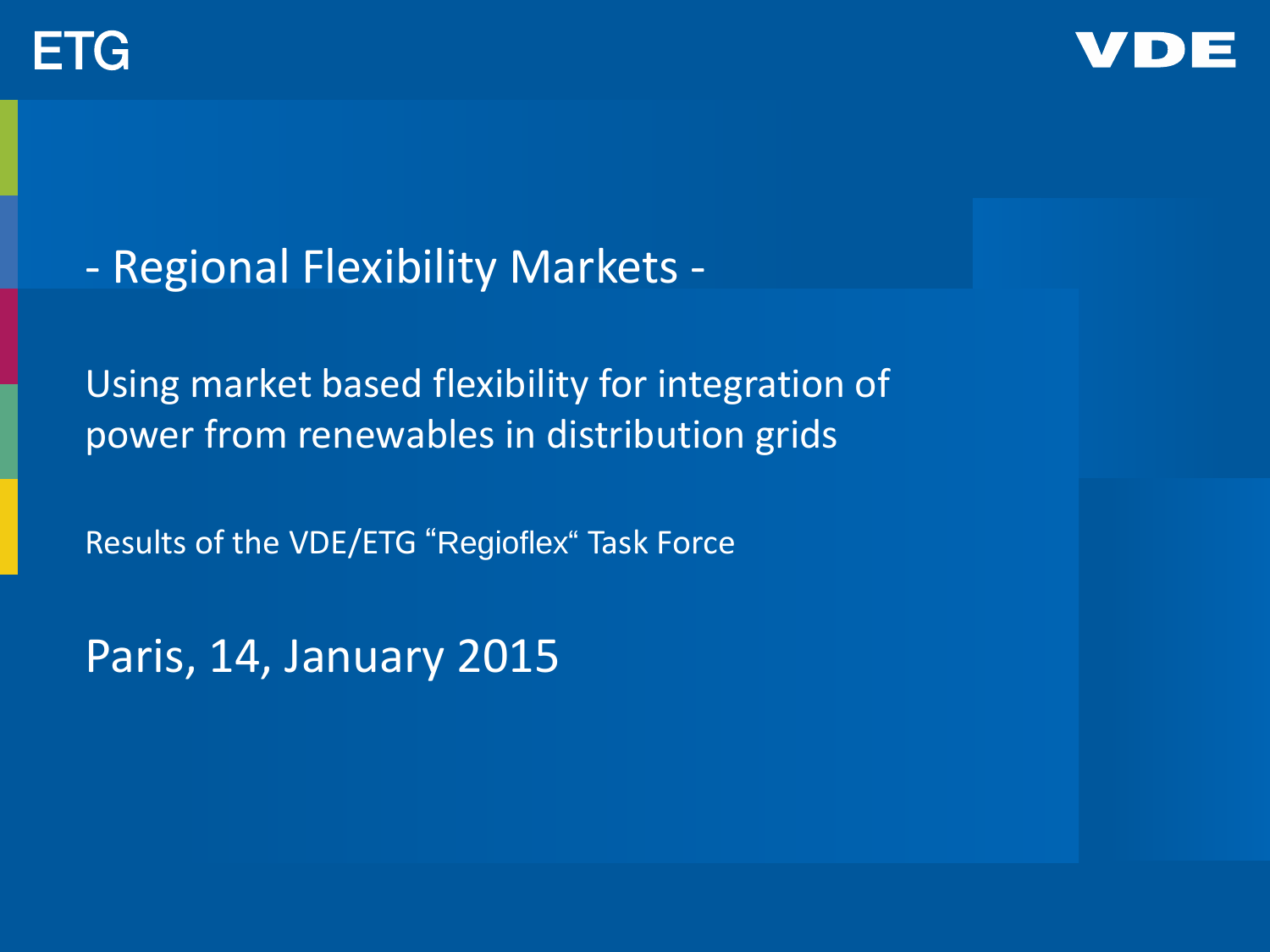ETG

VDE

# - Regional Flexibility Markets -

## Using market based flexibility for integration of power from renewables in distribution grids

Results of the VDE/ETG “Regioflex“ Task Force

Paris, 14, January 2015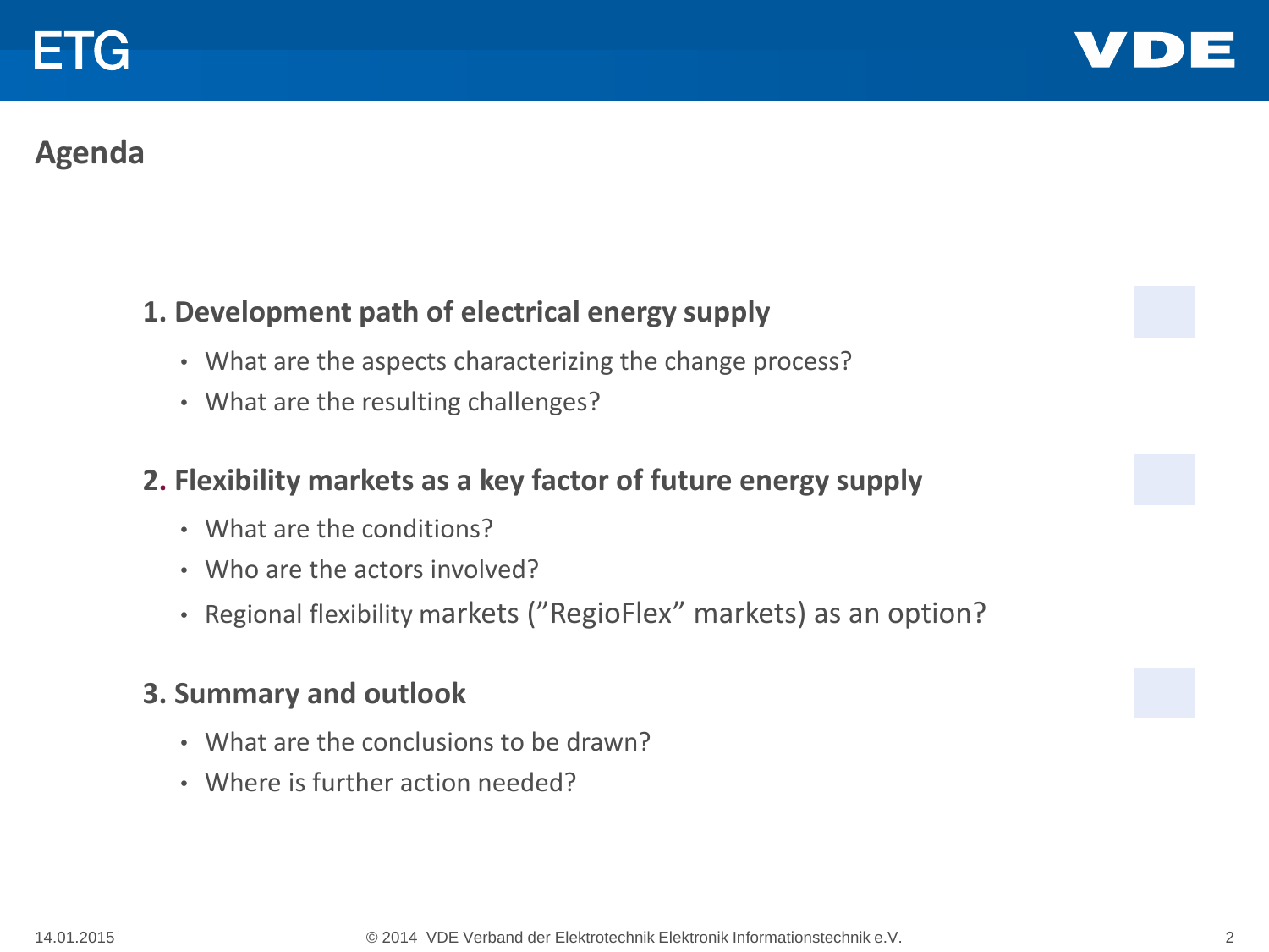## Agenda

### 1. Development path of electrical energy supply

- What are the aspects characterizing the change process?
- What are the resulting challenges?

### 2. Flexibility markets as a key factor of future energy supply

- What are the conditions?
- Who are the actors involved?
- Regional flexibility markets (”RegioFlex” markets) as an option?

### 3. Summary and outlook

- What are the conclusions to be drawn?
- Where is further action needed?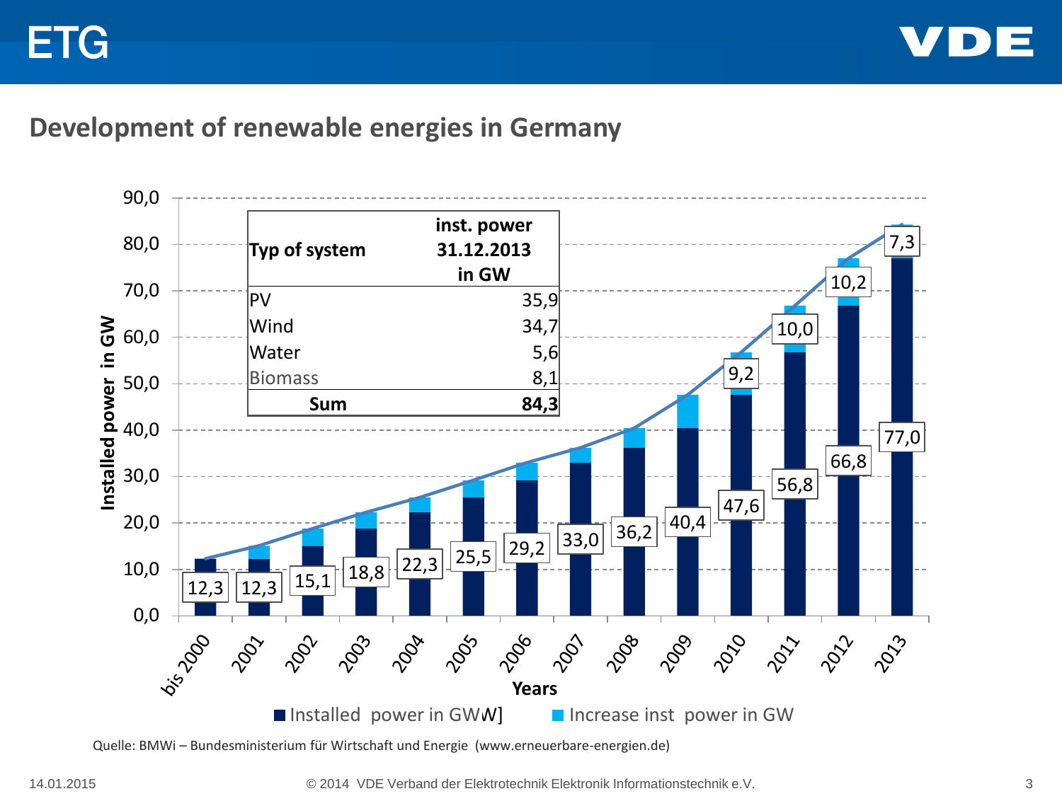## Development of renewable energies in Germany

| Typ of system | inst. power 31.12.2013 in GW |
|---|---|
| PV | 35,9 |
| Wind | 34,7 |
| Water | 5,6 |
| Biomass | 8,1 |
| **Sum** | **84,3** |

Installed power in GW

| Years | Installed power in GW | Increase inst power in GW |
|---|---|---|
| bis 2000 | 12,3 | |
| 2001 | 12,3 | |
| 2002 | 15,1 | |
| 2003 | 18,8 | |
| 2004 | 22,3 | |
| 2005 | 25,5 | |
| 2006 | 29,2 | |
| 2007 | 33,0 | |
| 2008 | 36,2 | |
| 2009 | 40,4 | |
| 2010 | 47,6 | 9,2 |
| 2011 | 56,8 | 10,0 |
| 2012 | 66,8 | 10,2 |
| 2013 | 77,0 | 7,3 |

■ Installed power in GWW] ■ Increase inst power in GW

Quelle: BMWi – Bundesministerium für Wirtschaft und Energie (www.erneuerbare-energien.de)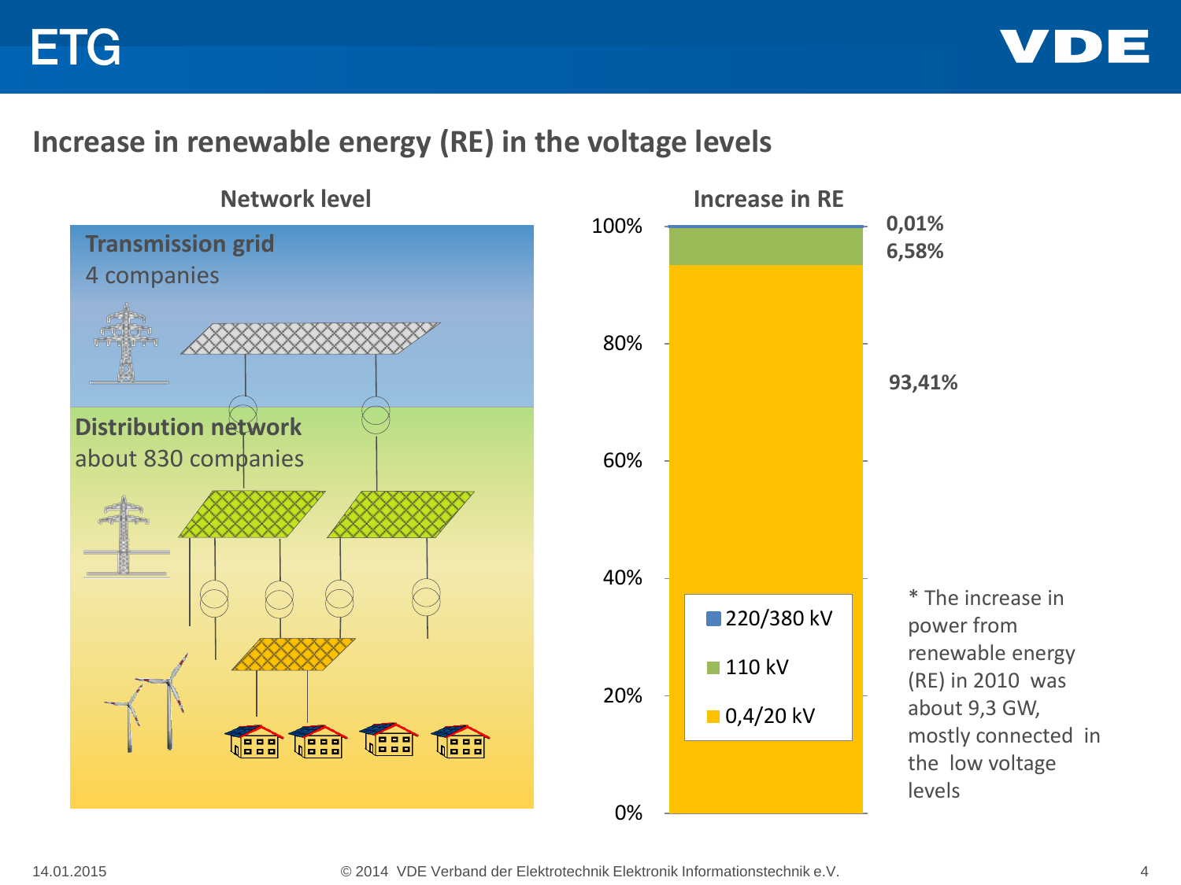## Increase in renewable energy (RE) in the voltage levels

**Network level**

**Transmission grid**
4 companies

**Distribution network**
about 830 companies

**Increase in RE**

| Voltage level | Share |
| --- | --- |
| 220/380 kV | 0,01% |
| 110 kV | 6,58% |
| 0,4/20 kV | 93,41% |

\* The increase in power from renewable energy (RE) in 2010 was about 9,3 GW, mostly connected in the low voltage levels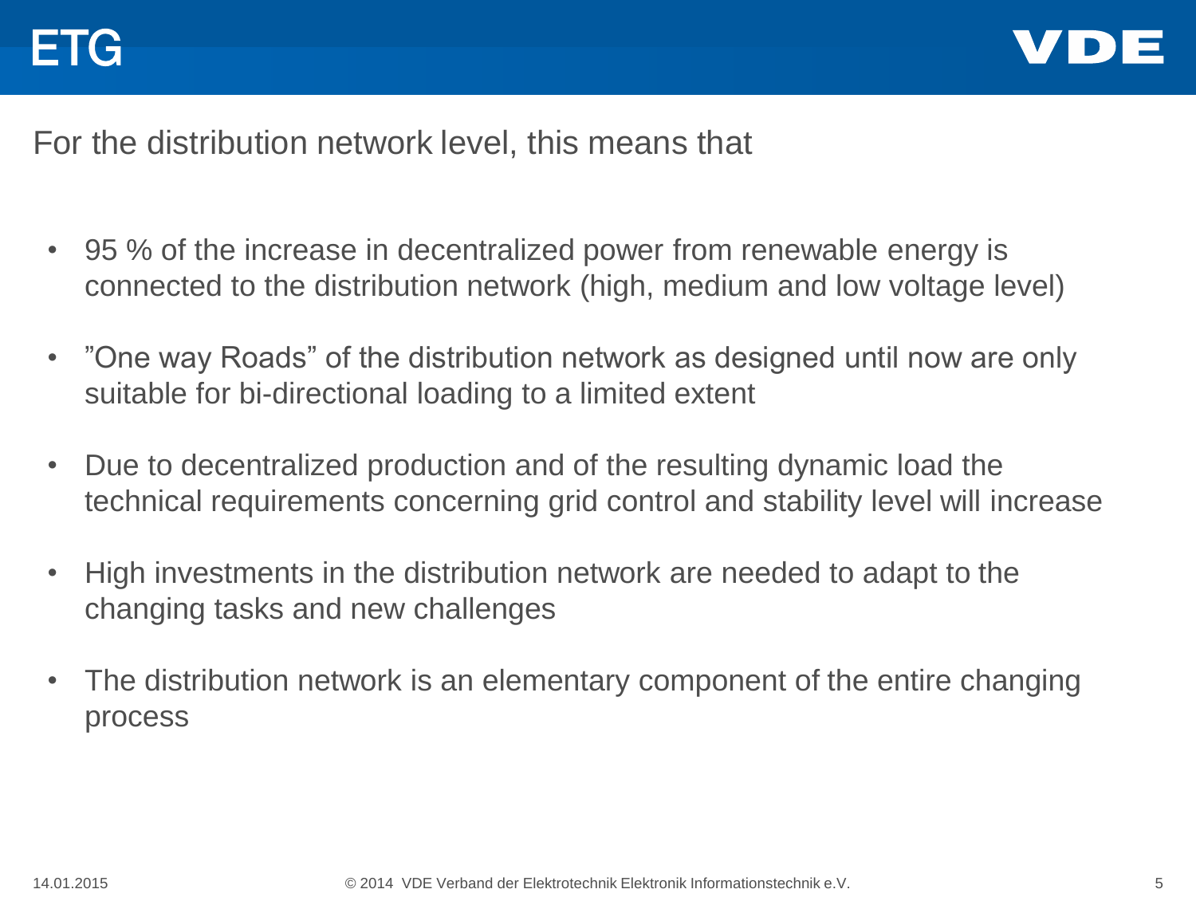## For the distribution network level, this means that

- 95 % of the increase in decentralized power from renewable energy is connected to the distribution network (high, medium and low voltage level)
- ”One way Roads” of the distribution network as designed until now are only suitable for bi-directional loading to a limited extent
- Due to decentralized production and of the resulting dynamic load the technical requirements concerning grid control and stability level will increase
- High investments in the distribution network are needed to adapt to the changing tasks and new challenges
- The distribution network is an elementary component of the entire changing process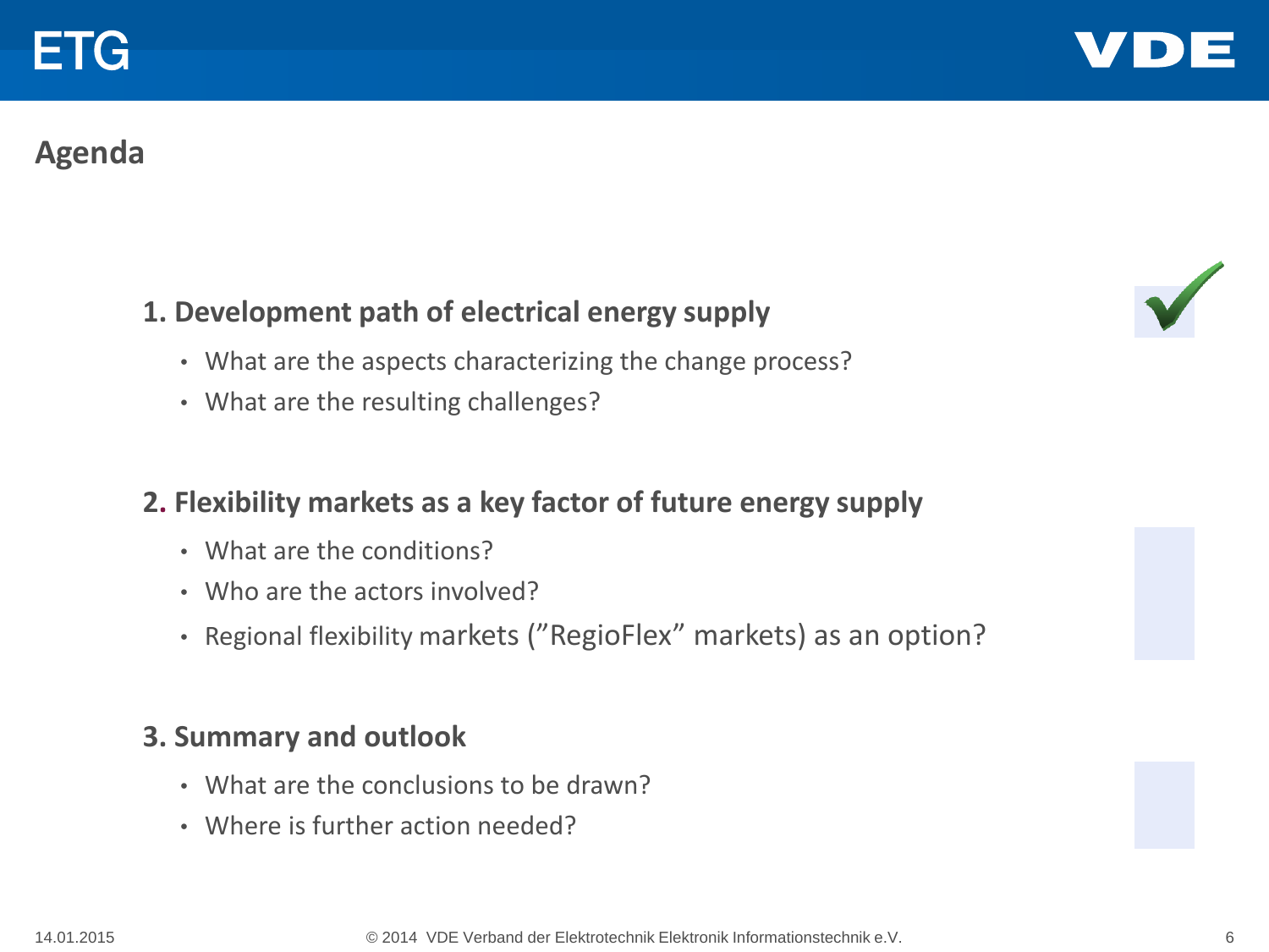## Agenda

### 1. Development path of electrical energy supply

- What are the aspects characterizing the change process?
- What are the resulting challenges?

### 2. Flexibility markets as a key factor of future energy supply

- What are the conditions?
- Who are the actors involved?
- Regional flexibility markets (”RegioFlex” markets) as an option?

### 3. Summary and outlook

- What are the conclusions to be drawn?
- Where is further action needed?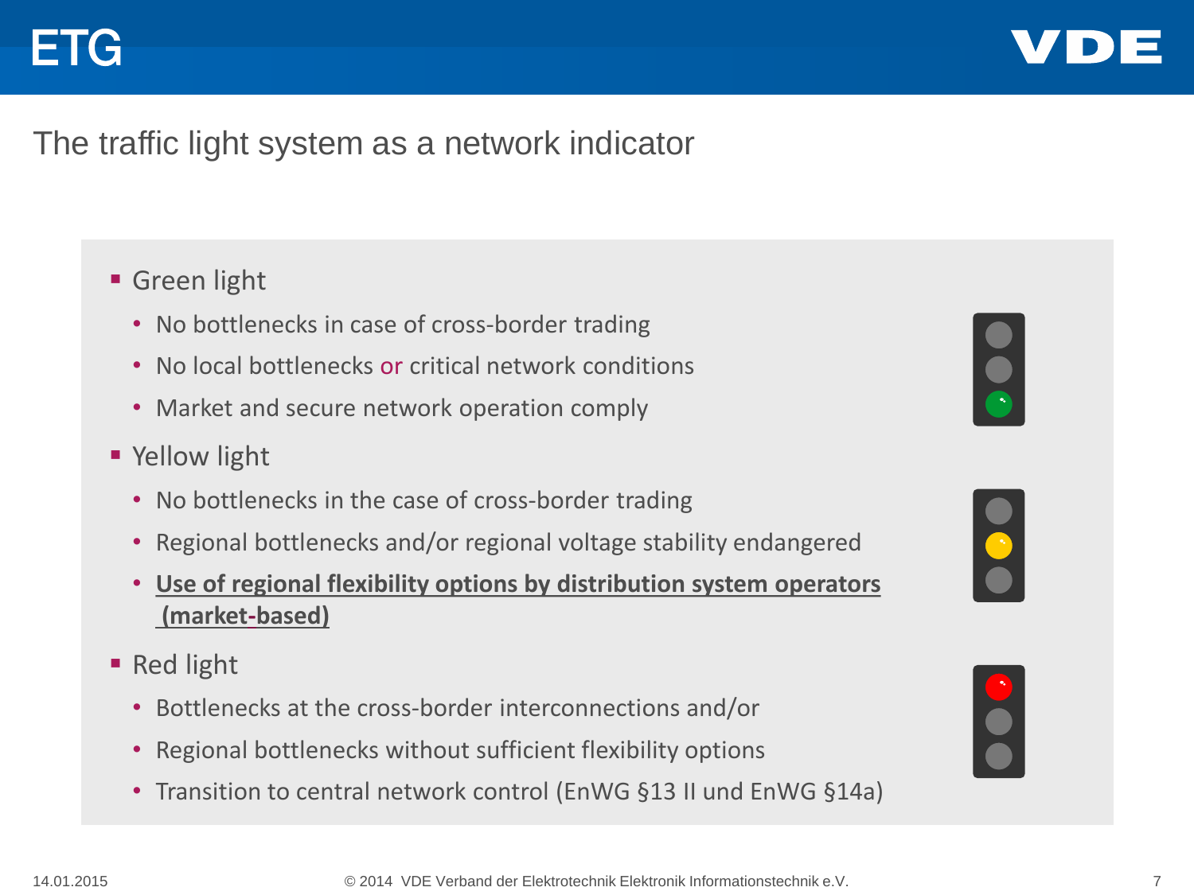# The traffic light system as a network indicator

- Green light
  - No bottlenecks in case of cross-border trading
  - No local bottlenecks or critical network conditions
  - Market and secure network operation comply
- Yellow light
  - No bottlenecks in the case of cross-border trading
  - Regional bottlenecks and/or regional voltage stability endangered
  - **Use of regional flexibility options by distribution system operators (market-based)**
- Red light
  - Bottlenecks at the cross-border interconnections and/or
  - Regional bottlenecks without sufficient flexibility options
  - Transition to central network control (EnWG §13 II und EnWG §14a)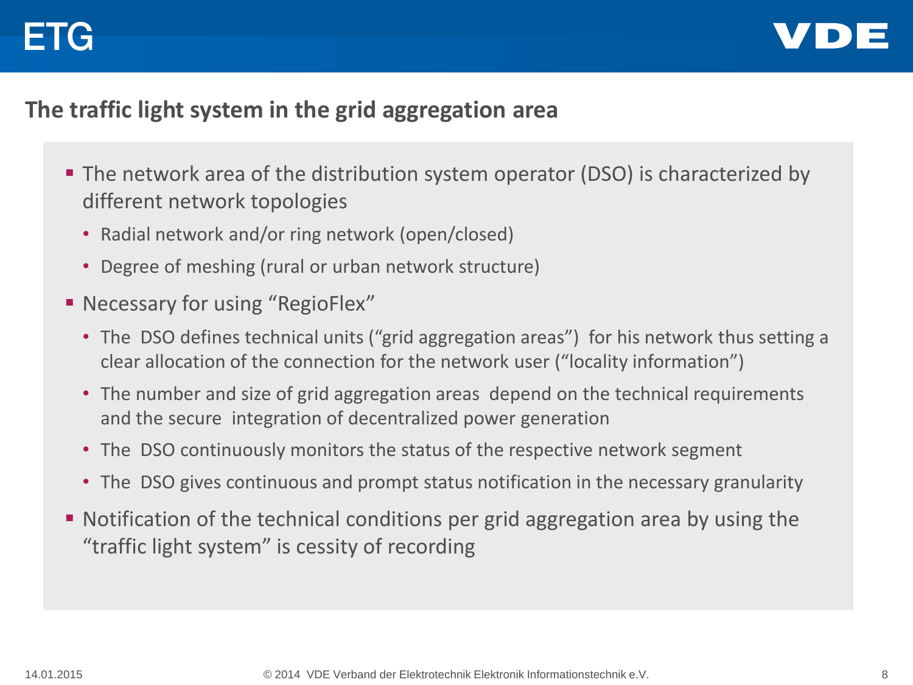## The traffic light system in the grid aggregation area

- The network area of the distribution system operator (DSO) is characterized by different network topologies
  - Radial network and/or ring network (open/closed)
  - Degree of meshing (rural or urban network structure)
- Necessary for using “RegioFlex”
  - The DSO defines technical units (“grid aggregation areas”) for his network thus setting a clear allocation of the connection for the network user (“locality information”)
  - The number and size of grid aggregation areas depend on the technical requirements and the secure integration of decentralized power generation
  - The DSO continuously monitors the status of the respective network segment
  - The DSO gives continuous and prompt status notification in the necessary granularity
- Notification of the technical conditions per grid aggregation area by using the “traffic light system” is cessity of recording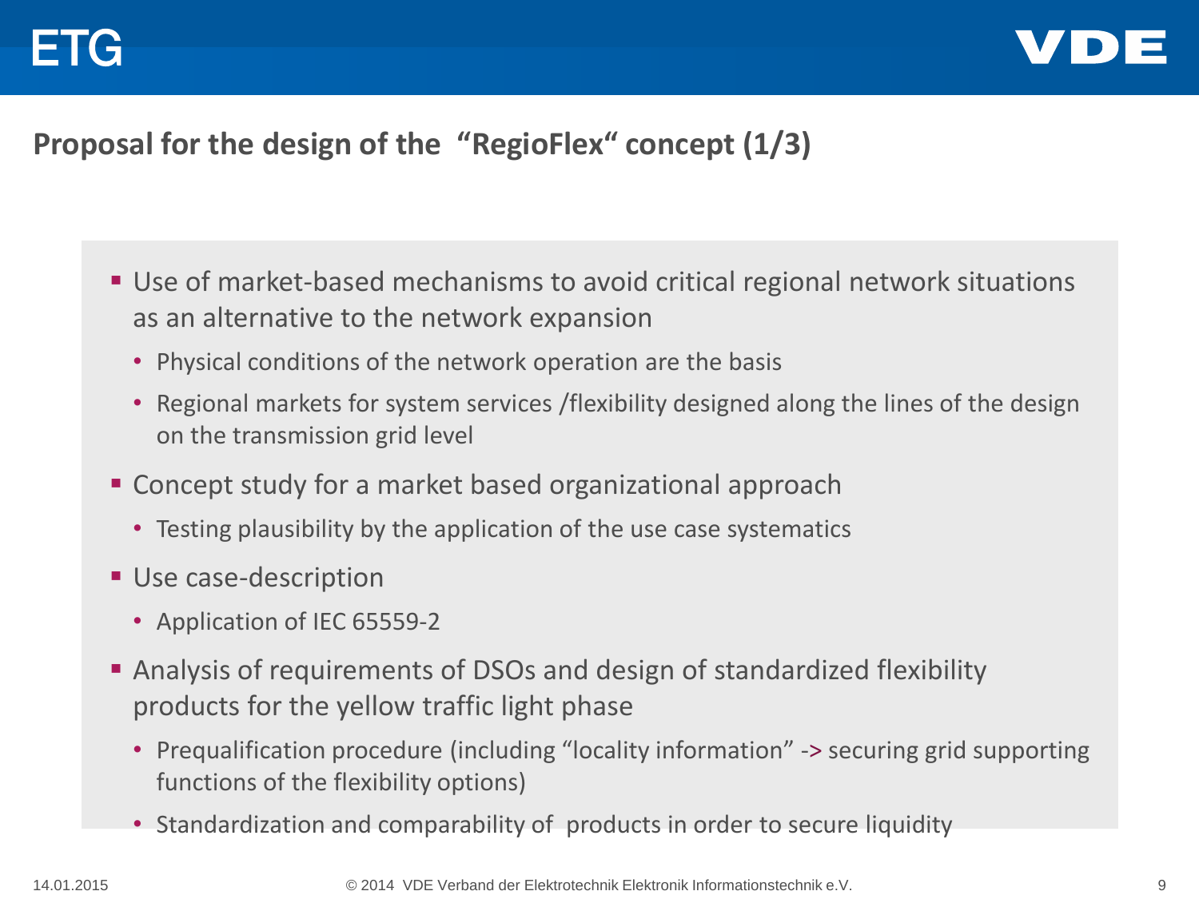## Proposal for the design of the "RegioFlex" concept (1/3)

- Use of market-based mechanisms to avoid critical regional network situations as an alternative to the network expansion
  - Physical conditions of the network operation are the basis
  - Regional markets for system services /flexibility designed along the lines of the design on the transmission grid level
- Concept study for a market based organizational approach
  - Testing plausibility by the application of the use case systematics
- Use case-description
  - Application of IEC 65559-2
- Analysis of requirements of DSOs and design of standardized flexibility products for the yellow traffic light phase
  - Prequalification procedure (including "locality information" -> securing grid supporting functions of the flexibility options)
  - Standardization and comparability of products in order to secure liquidity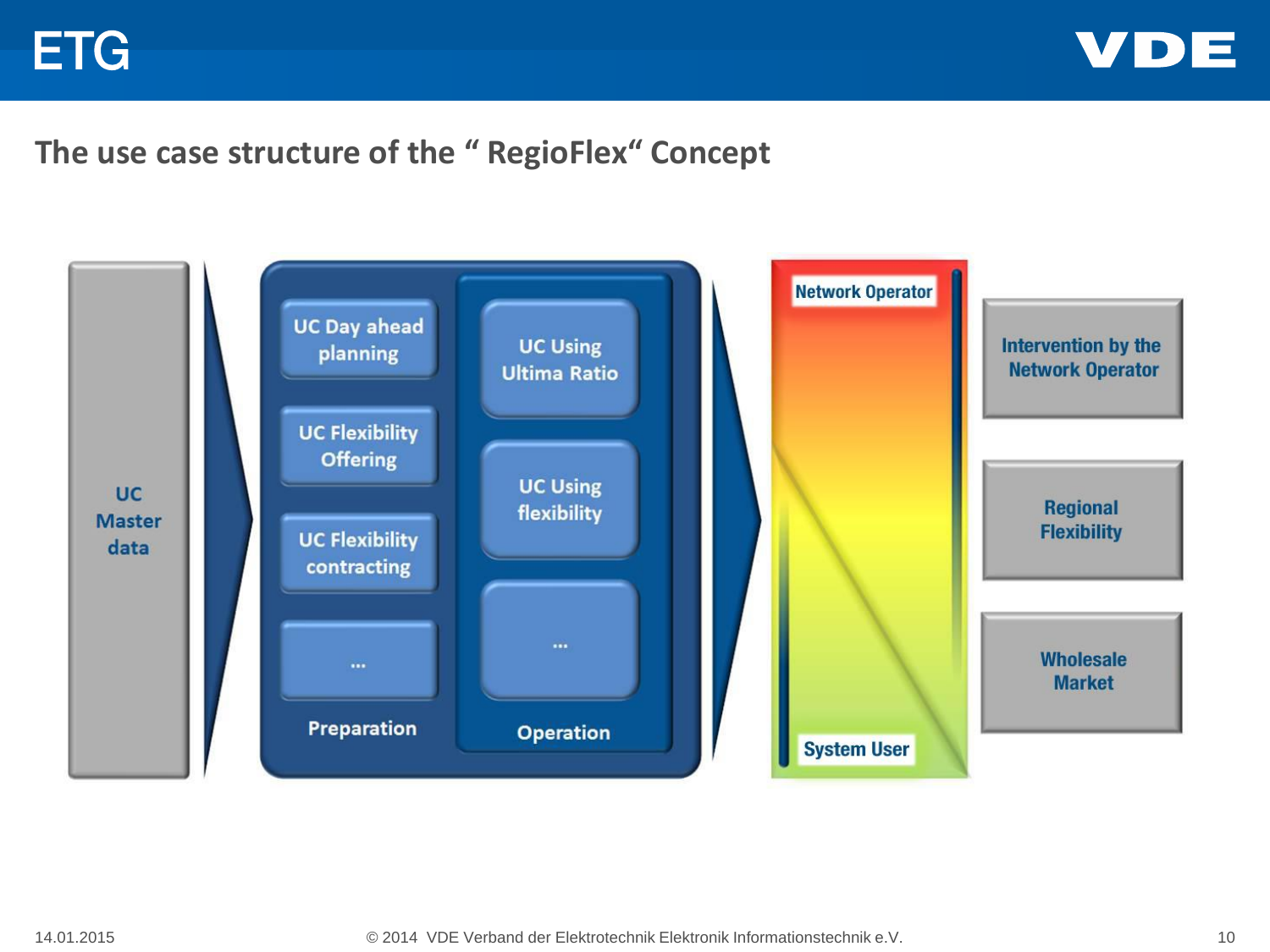## The use case structure of the " RegioFlex" Concept

UC Master data

**Preparation**
- UC Day ahead planning
- UC Flexibility Offering
- UC Flexibility contracting
- ...

**Operation**
- UC Using Ultima Ratio
- UC Using flexibility
- ...

Network Operator

System User

- Intervention by the Network Operator
- Regional Flexibility
- Wholesale Market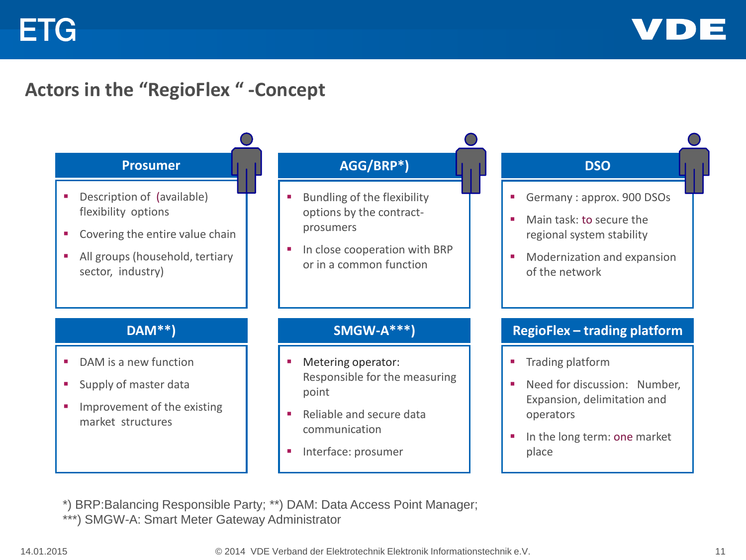# Actors in the "RegioFlex" -Concept

### Prosumer

- Description of (available) flexibility options
- Covering the entire value chain
- All groups (household, tertiary sector, industry)

### AGG/BRP*)

- Bundling of the flexibility options by the contract-prosumers
- In close cooperation with BRP or in a common function

### DSO

- Germany : approx. 900 DSOs
- Main task: to secure the regional system stability
- Modernization and expansion of the network

### DAM**)

- DAM is a new function
- Supply of master data
- Improvement of the existing market structures

### SMGW-A***)

- Metering operator: Responsible for the measuring point
- Reliable and secure data communication
- Interface: prosumer

### RegioFlex – trading platform

- Trading platform
- Need for discussion: Number, Expansion, delimitation and operators
- In the long term: one market place

*) BRP:Balancing Responsible Party; **) DAM: Data Access Point Manager;
***) SMGW-A: Smart Meter Gateway Administrator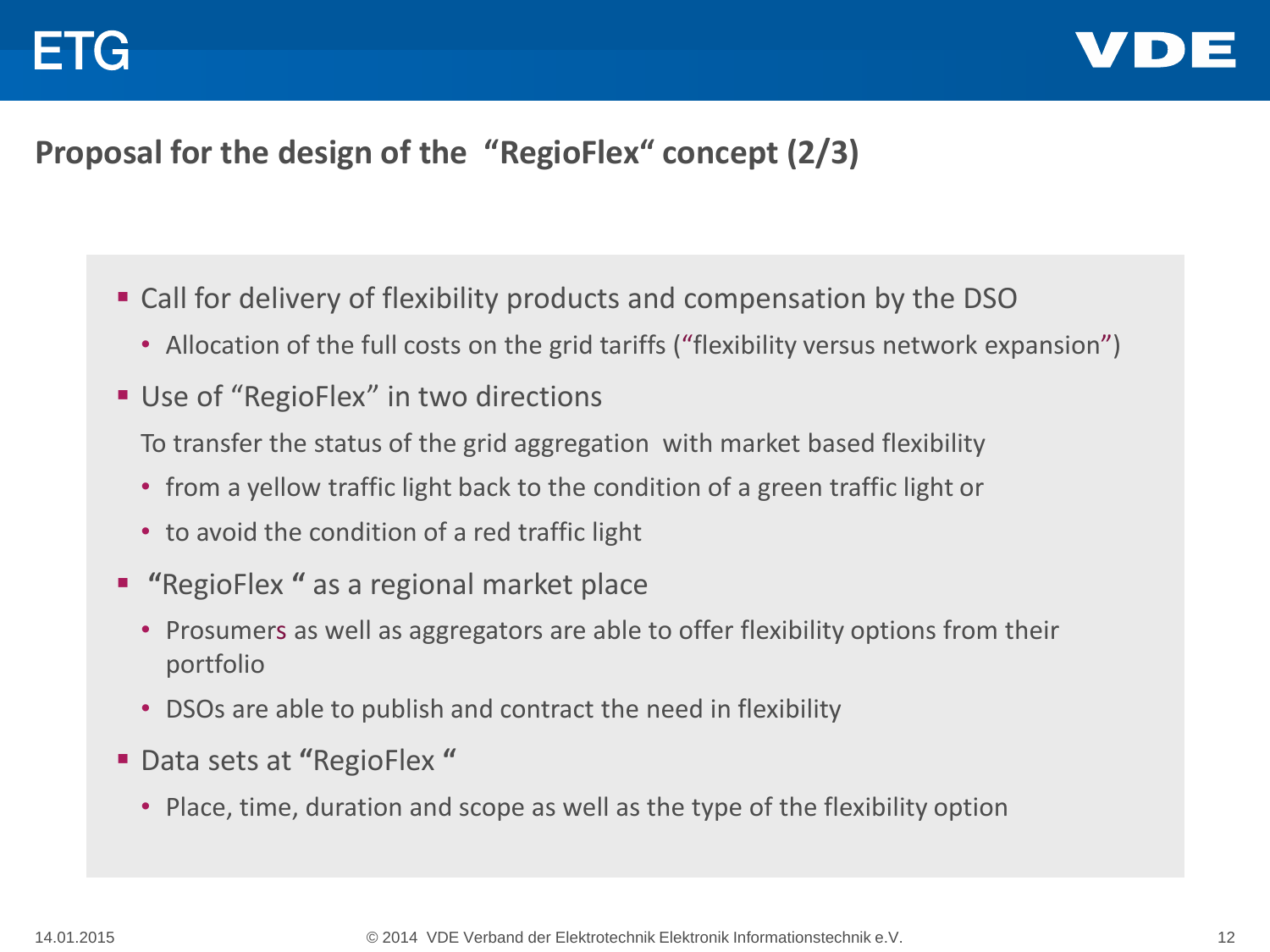## Proposal for the design of the “RegioFlex“ concept (2/3)

- Call for delivery of flexibility products and compensation by the DSO
  - Allocation of the full costs on the grid tariffs (“flexibility versus network expansion”)
- Use of “RegioFlex” in two directions

  To transfer the status of the grid aggregation with market based flexibility
  - from a yellow traffic light back to the condition of a green traffic light or
  - to avoid the condition of a red traffic light
- “RegioFlex “ as a regional market place
  - Prosumers as well as aggregators are able to offer flexibility options from their portfolio
  - DSOs are able to publish and contract the need in flexibility
- Data sets at “RegioFlex “
  - Place, time, duration and scope as well as the type of the flexibility option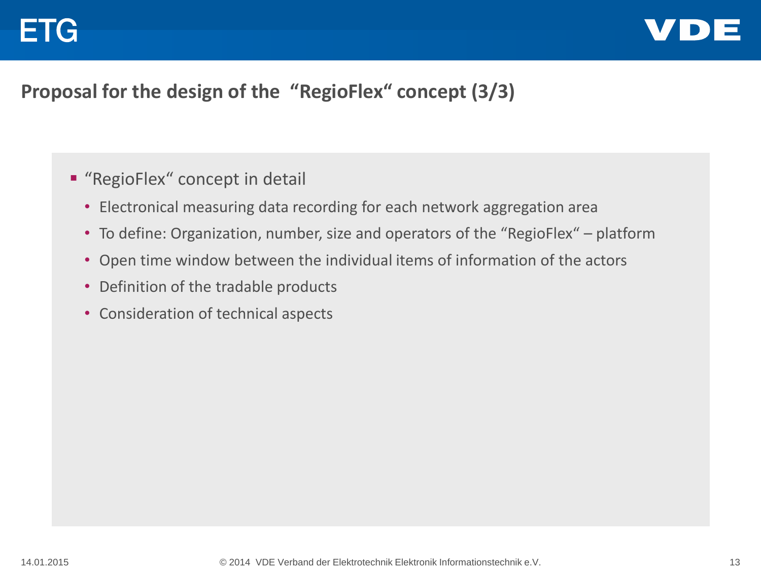## Proposal for the design of the "RegioFlex" concept (3/3)

- "RegioFlex" concept in detail
  - Electronical measuring data recording for each network aggregation area
  - To define: Organization, number, size and operators of the "RegioFlex" – platform
  - Open time window between the individual items of information of the actors
  - Definition of the tradable products
  - Consideration of technical aspects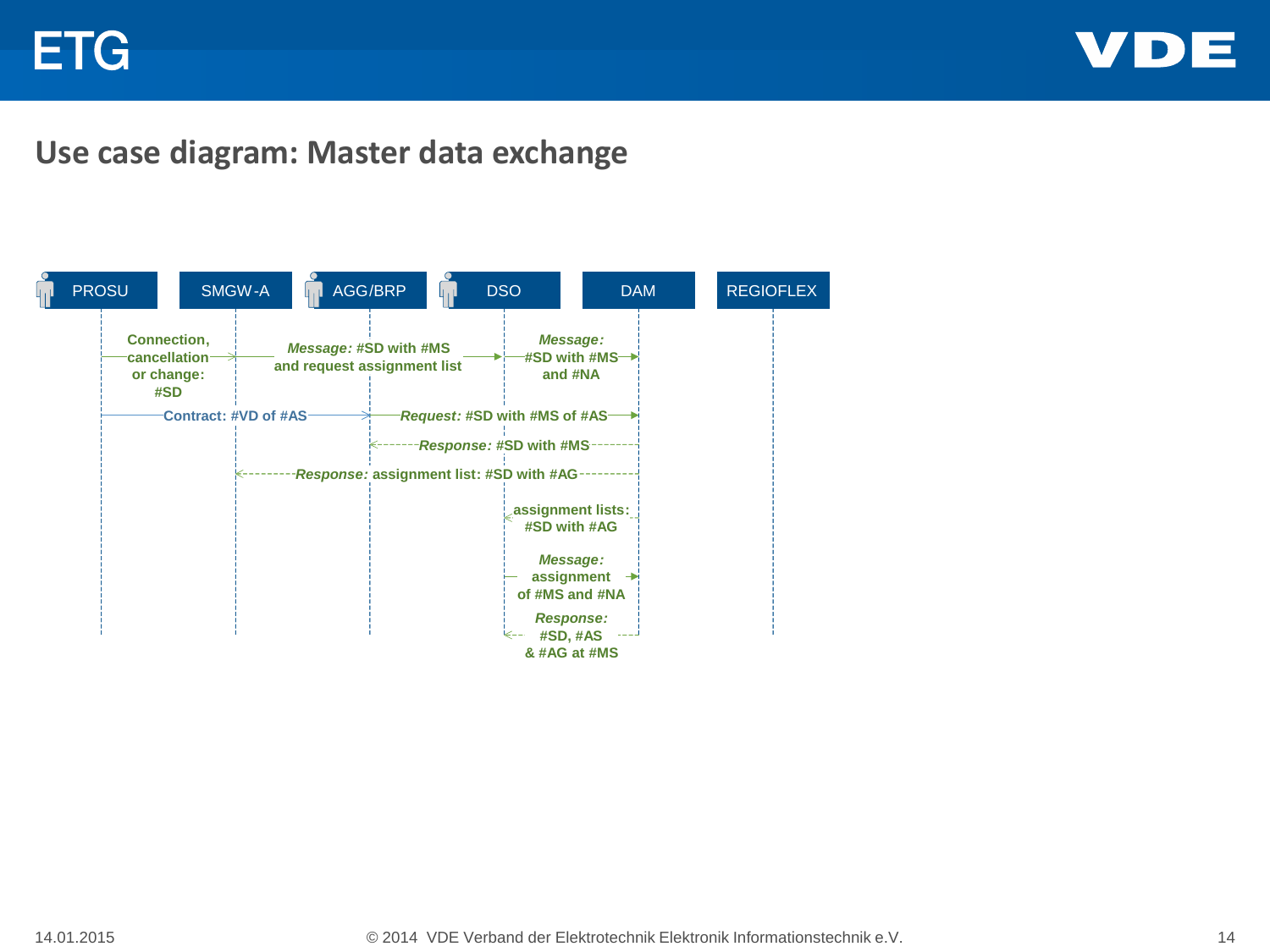## Use case diagram: Master data exchange

PROSU | SMGW-A | AGG/BRP | DSO | DAM | REGIOFLEX

- PROSU → SMGW-A: Connection, cancellation or change: #SD
- SMGW-A → DSO: *Message:* #SD with #MS and request assignment list
- DSO → DAM: *Message:* #SD with #MS and #NA
- PROSU → AGG/BRP: Contract: #VD of #AS
- AGG/BRP → DAM: *Request:* #SD with #MS of #AS
- DAM → AGG/BRP: *Response:* #SD with #MS
- DAM → SMGW-A: *Response:* assignment list: #SD with #AG
- DAM → DSO: assignment lists: #SD with #AG
- DSO → DAM: *Message:* assignment of #MS and #NA
- DAM → DSO: *Response:* #SD, #AS & #AG at #MS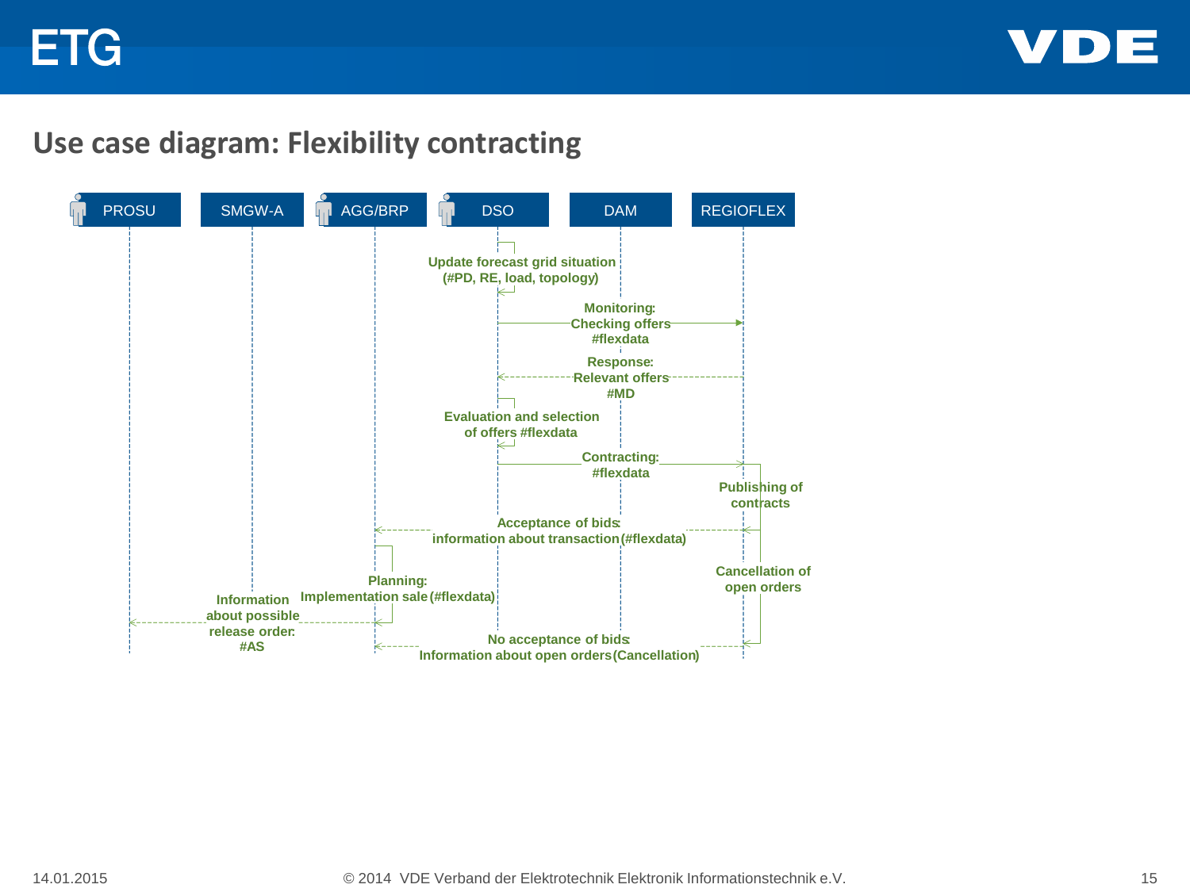## Use case diagram: Flexibility contracting

PROSU | SMGW-A | AGG/BRP | DSO | DAM | REGIOFLEX

Update forecast grid situation (#PD, RE, load, topology)

Monitoring: Checking offers #flexdata

Response: Relevant offers #MD

Evaluation and selection of offers #flexdata

Contracting: #flexdata

Publishing of contracts

Acceptance of bids: information about transaction (#flexdata)

Planning: Implementation sale (#flexdata)

Cancellation of open orders

Information about possible release order: #AS

No acceptance of bids: Information about open orders (Cancellation)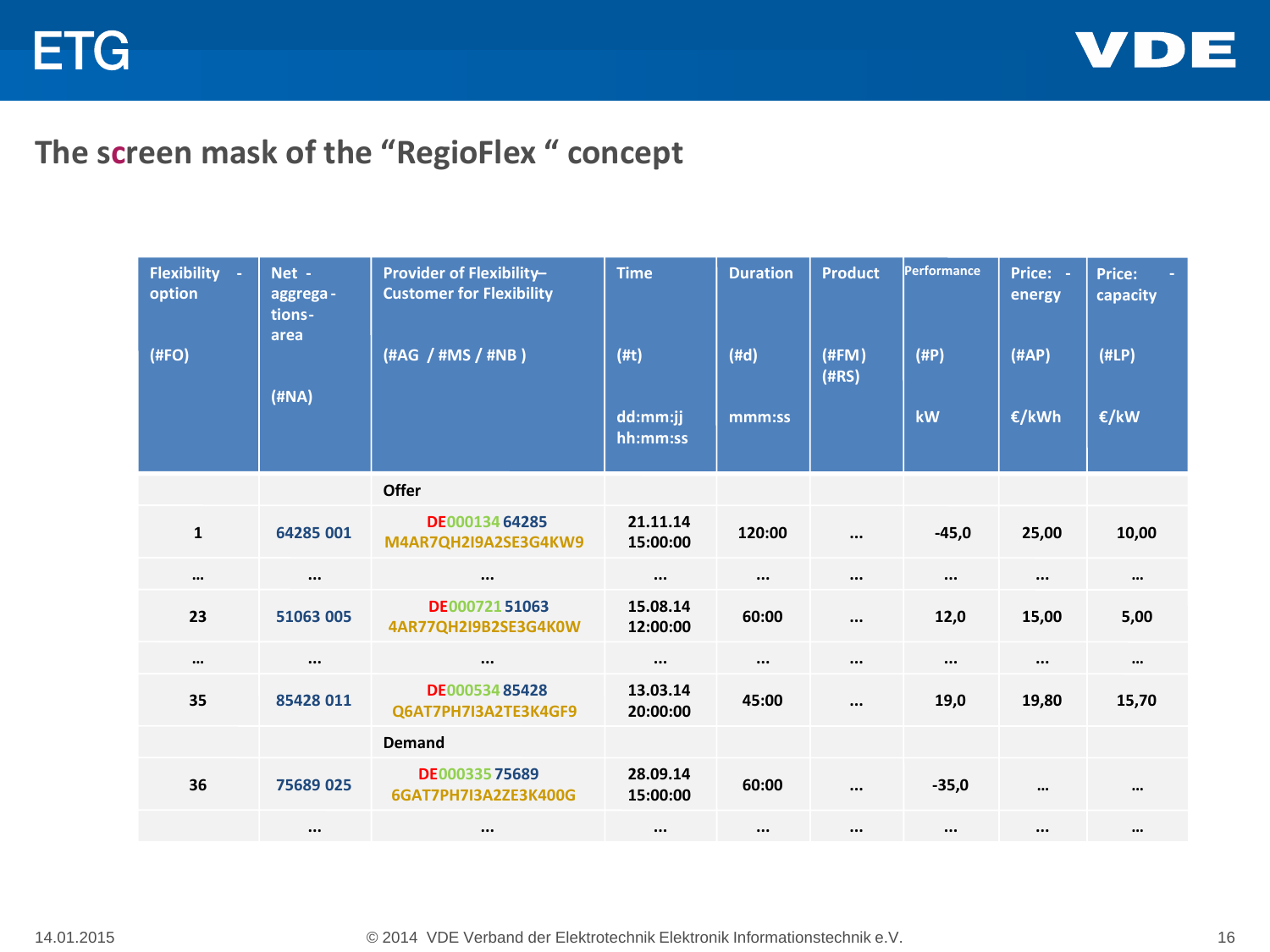## The screen mask of the “RegioFlex “ concept

| Flexibility - option (#FO) | Net - aggrega-tions-area (#NA) | Provider of Flexibility– Customer for Flexibility (#AG / #MS / #NB ) | Time (#t) dd:mm:jj hh:mm:ss | Duration (#d) mmm:ss | Product (#FM) (#RS) | Performance (#P) kW | Price: - energy (#AP) €/kWh | Price: - capacity (#LP) €/kW |
|---|---|---|---|---|---|---|---|---|
| | | **Offer** | | | | | | |
| 1 | 64285 001 | DE000134 64285 M4AR7QH2I9A2SE3G4KW9 | 21.11.14 15:00:00 | 120:00 | ... | -45,0 | 25,00 | 10,00 |
| ... | ... | ... | ... | ... | ... | ... | ... | ... |
| 23 | 51063 005 | DE000721 51063 4AR77QH2I9B2SE3G4K0W | 15.08.14 12:00:00 | 60:00 | ... | 12,0 | 15,00 | 5,00 |
| ... | ... | ... | ... | ... | ... | ... | ... | ... |
| 35 | 85428 011 | DE000534 85428 Q6AT7PH7I3A2TE3K4GF9 | 13.03.14 20:00:00 | 45:00 | ... | 19,0 | 19,80 | 15,70 |
| | | **Demand** | | | | | | |
| 36 | 75689 025 | DE000335 75689 6GAT7PH7I3A2ZE3K400G | 28.09.14 15:00:00 | 60:00 | ... | -35,0 | ... | ... |
| | ... | ... | ... | ... | ... | ... | ... | ... |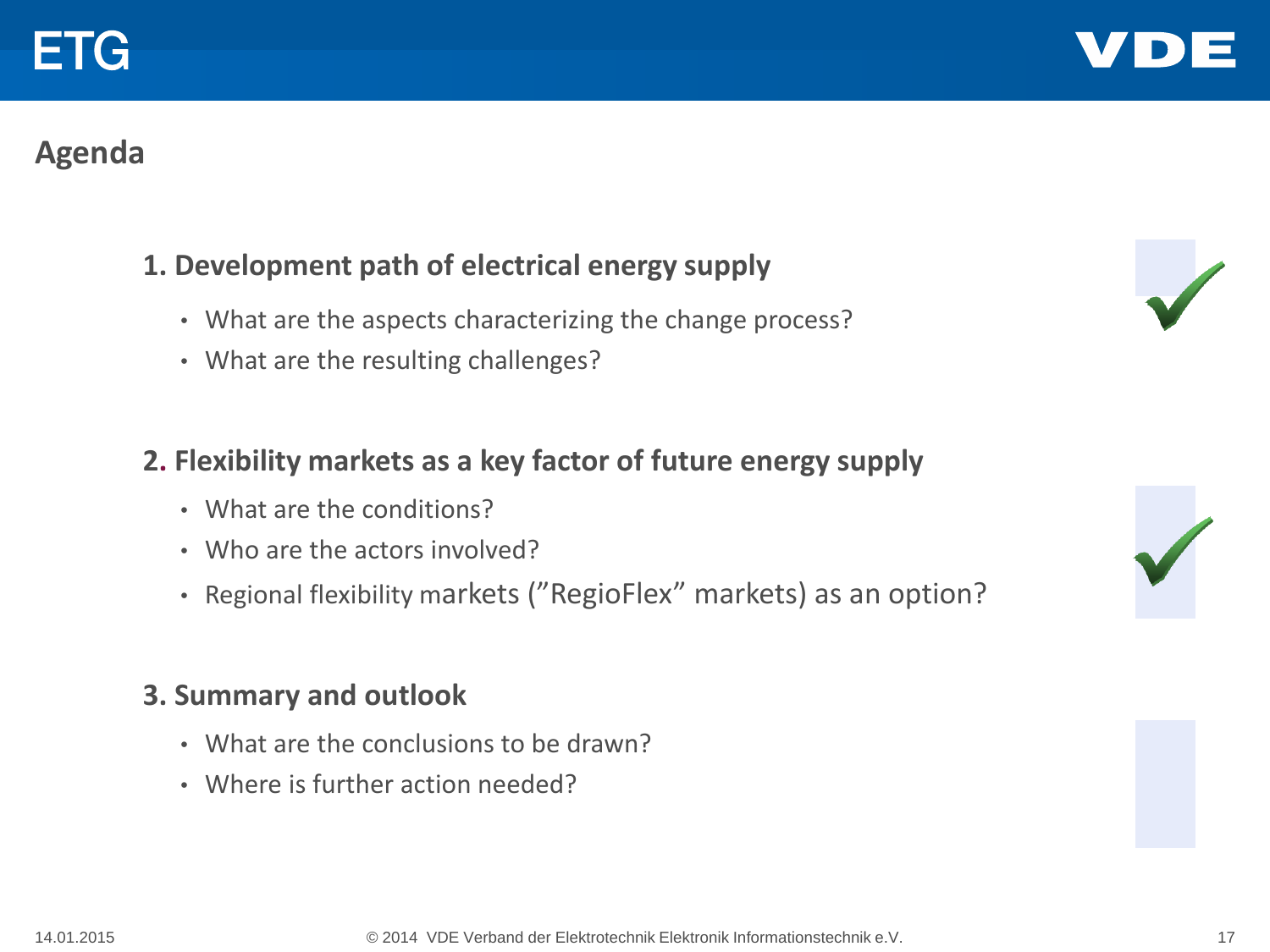## Agenda

### 1. Development path of electrical energy supply

- What are the aspects characterizing the change process?
- What are the resulting challenges?

### 2. Flexibility markets as a key factor of future energy supply

- What are the conditions?
- Who are the actors involved?
- Regional flexibility markets (”RegioFlex” markets) as an option?

### 3. Summary and outlook

- What are the conclusions to be drawn?
- Where is further action needed?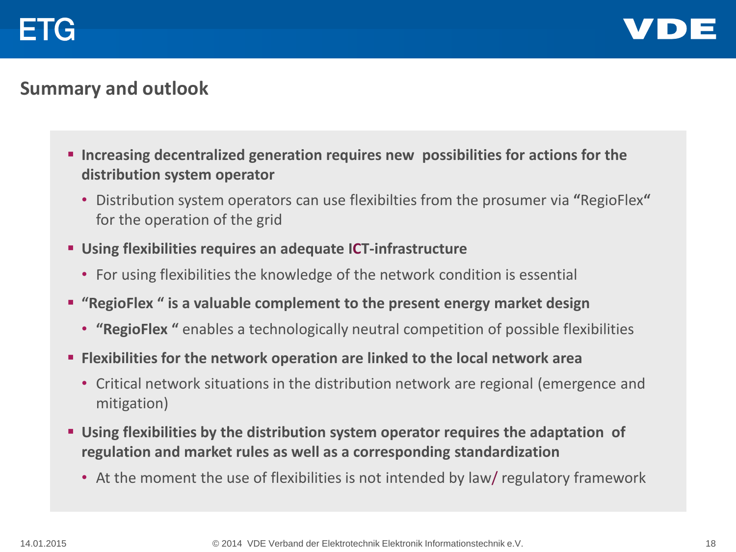## Summary and outlook

- **Increasing decentralized generation requires new possibilities for actions for the distribution system operator**
  - Distribution system operators can use flexibilties from the prosumer via **"**RegioFlex**"** for the operation of the grid
- **Using flexibilities requires an adequate ICT-infrastructure**
  - For using flexibilities the knowledge of the network condition is essential
- **"RegioFlex " is a valuable complement to the present energy market design**
  - **"RegioFlex "** enables a technologically neutral competition of possible flexibilities
- **Flexibilities for the network operation are linked to the local network area**
  - Critical network situations in the distribution network are regional (emergence and mitigation)
- **Using flexibilities by the distribution system operator requires the adaptation of regulation and market rules as well as a corresponding standardization**
  - At the moment the use of flexibilities is not intended by law/ regulatory framework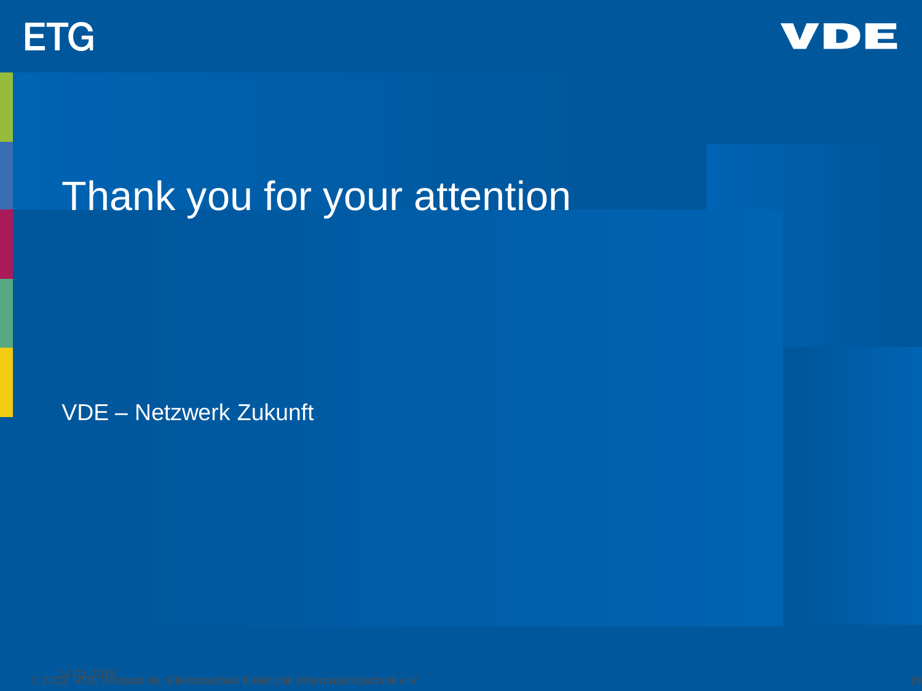ETG

VDE

# Thank you for your attention

VDE – Netzwerk Zukunft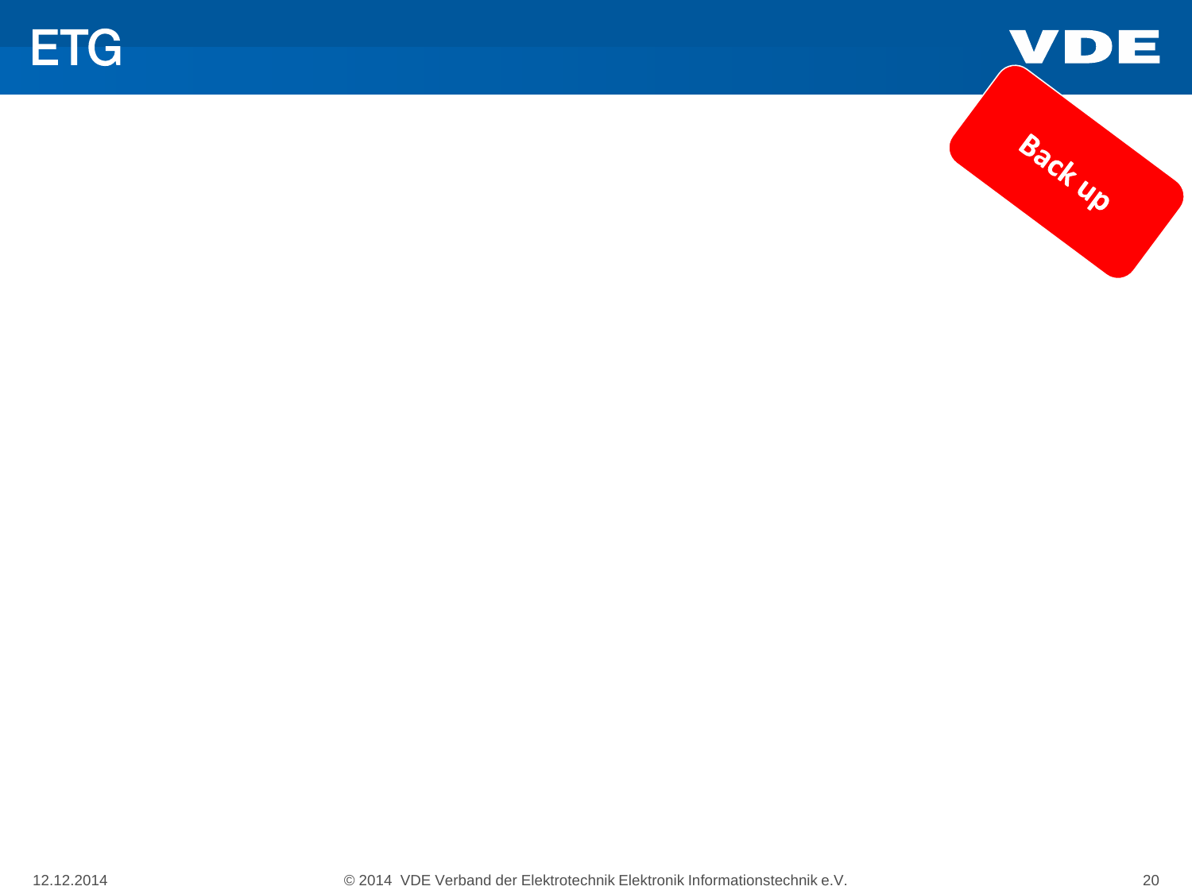Back up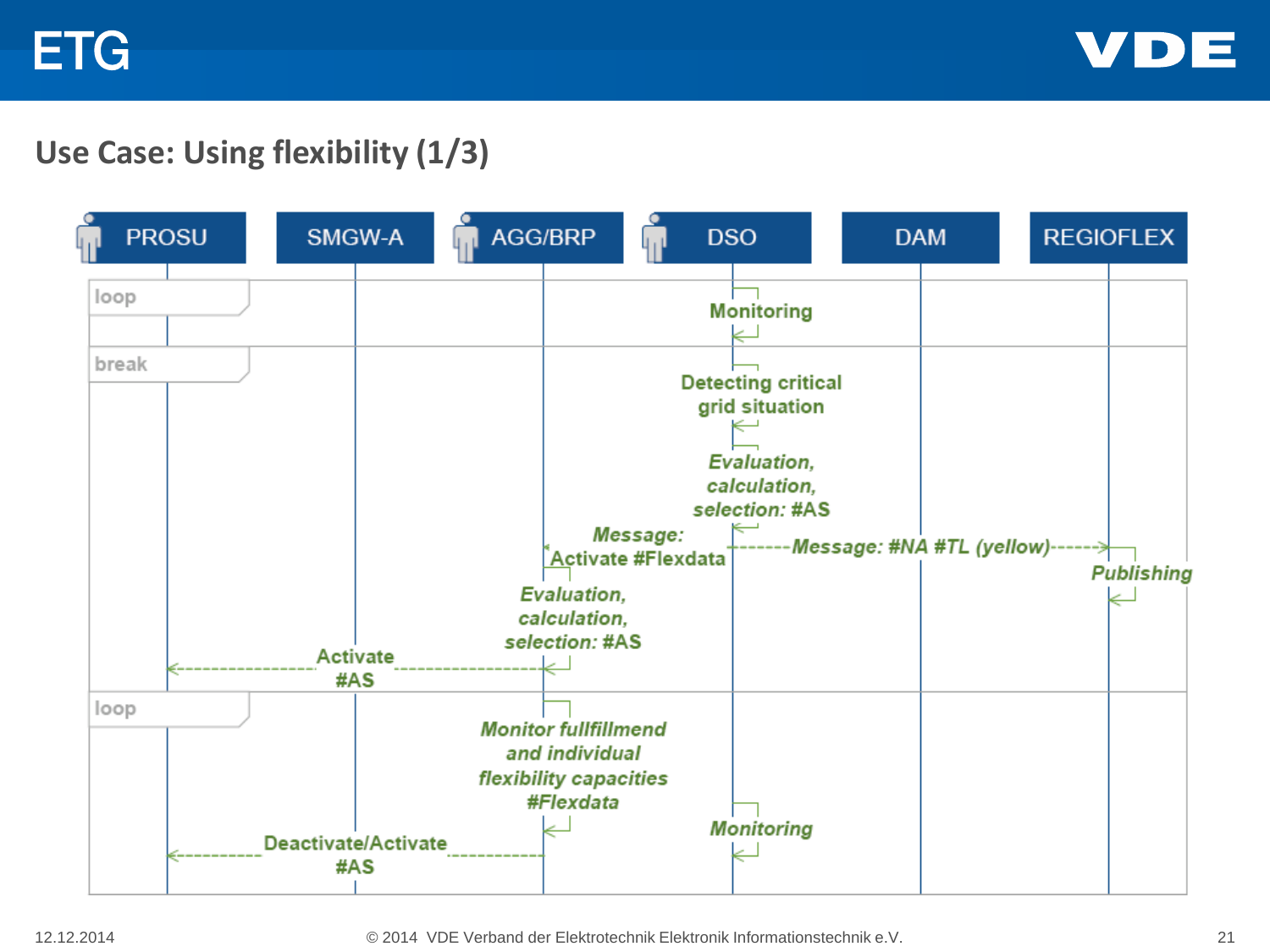## Use Case: Using flexibility (1/3)

PROSU | SMGW-A | AGG/BRP | DSO | DAM | REGIOFLEX

loop

Monitoring

break

Detecting critical grid situation

*Evaluation, calculation, selection: #AS*

*Message: Activate #Flexdata*

*Message: #NA #TL (yellow)*

*Publishing*

*Evaluation, calculation, selection: #AS*

Activate #AS

loop

*Monitor fullfillmend and individual flexibility capacities #Flexdata*

*Monitoring*

Deactivate/Activate #AS

12.12.2014 © 2014 VDE Verband der Elektrotechnik Elektronik Informationstechnik e.V.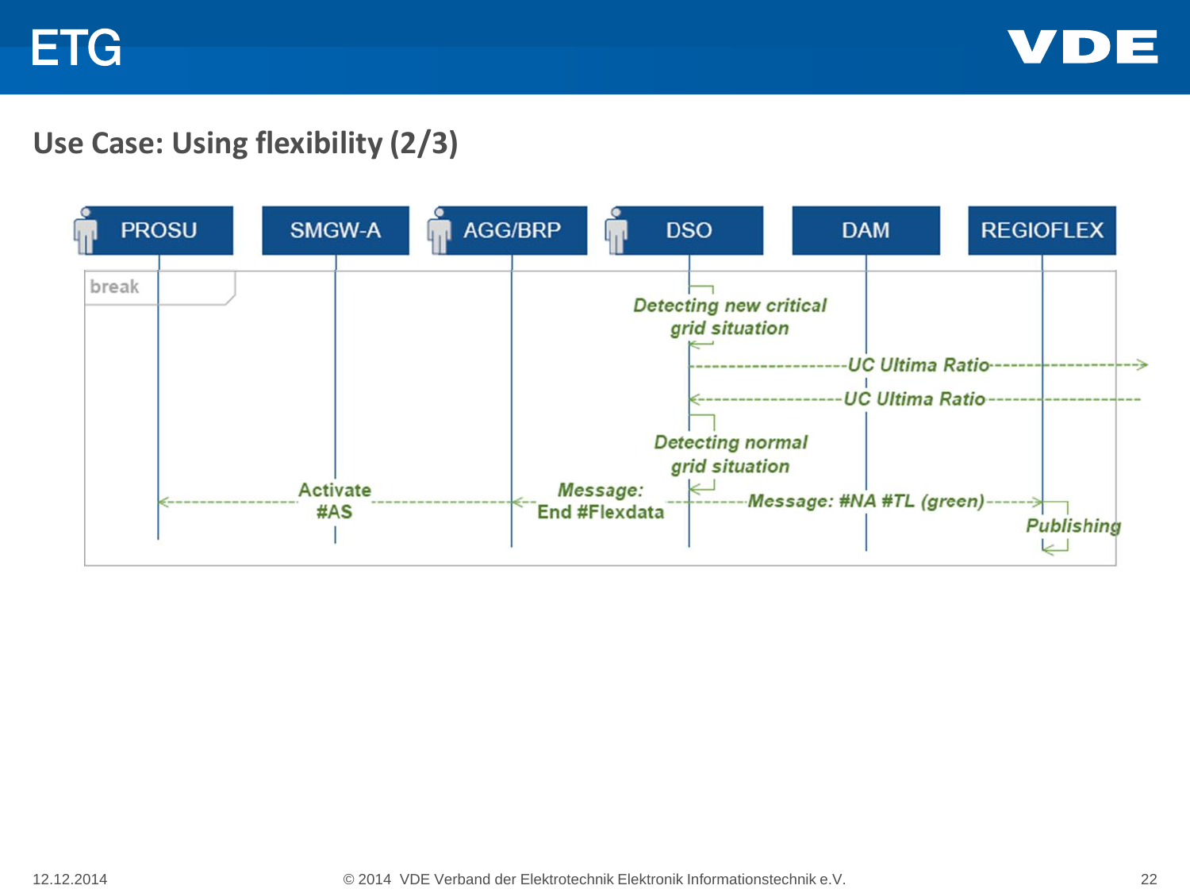## Use Case: Using flexibility (2/3)

PROSU | SMGW-A | AGG/BRP | DSO | DAM | REGIOFLEX

break

- DSO: *Detecting new critical grid situation*
- DSO → REGIOFLEX: *UC Ultima Ratio*
- REGIOFLEX → DSO: *UC Ultima Ratio*
- DSO: *Detecting normal grid situation*
- DSO → AGG/BRP: *Message: End #Flexdata*
- AGG/BRP → PROSU: Activate #AS
- DSO → REGIOFLEX: *Message: #NA #TL (green)*
- REGIOFLEX: *Publishing*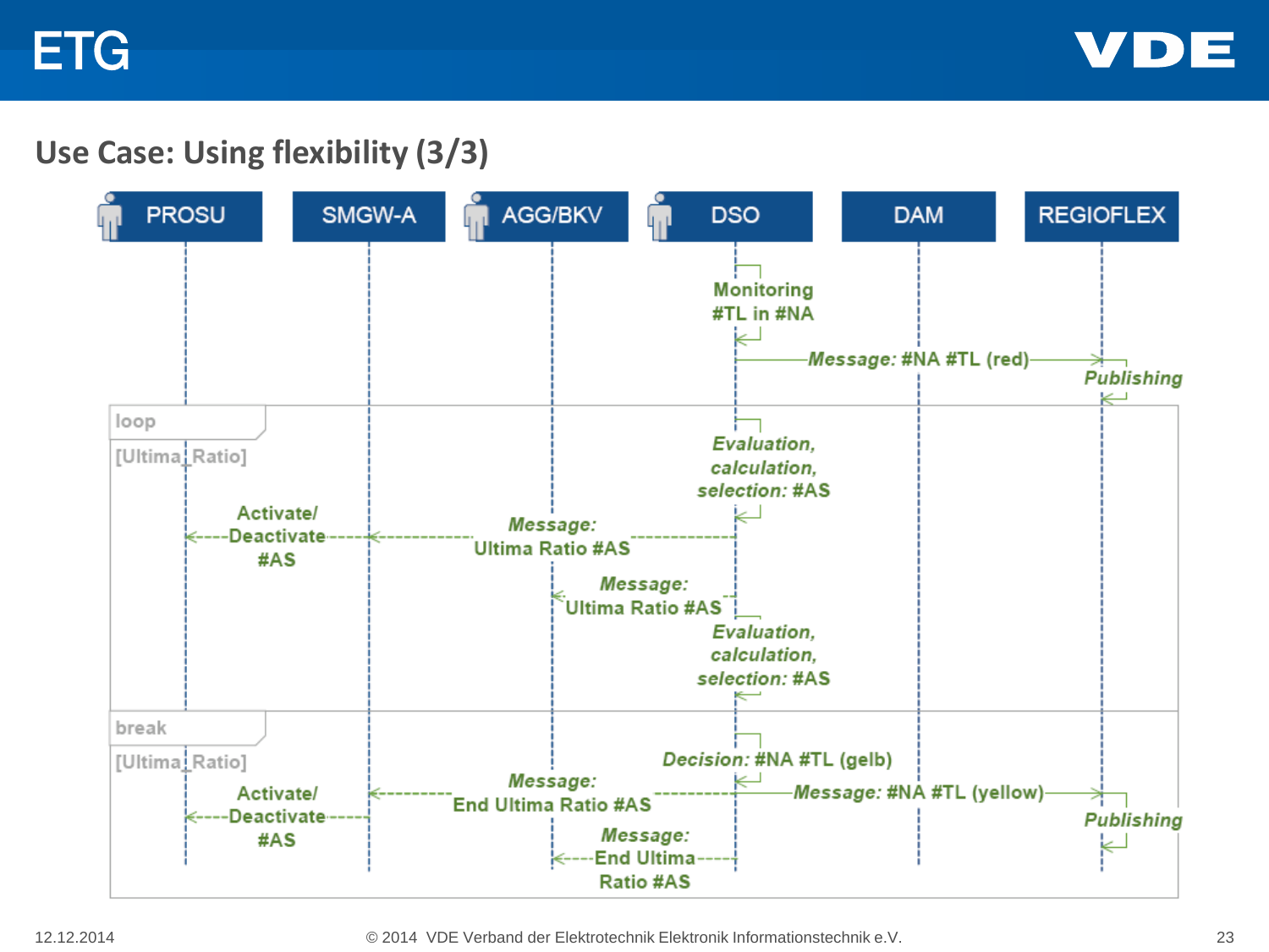## Use Case: Using flexibility (3/3)

PROSU | SMGW-A | AGG/BKV | DSO | DAM | REGIOFLEX

Monitoring #TL in #NA

Message: #NA #TL (red)

Publishing

loop [Ultima_Ratio]

Evaluation, calculation, selection: #AS

Activate/ Deactivate #AS

Message: Ultima Ratio #AS

Message: Ultima Ratio #AS

Evaluation, calculation, selection: #AS

break [Ultima_Ratio]

Decision: #NA #TL (gelb)

Message: End Ultima Ratio #AS

Message: #NA #TL (yellow)

Activate/ Deactivate #AS

Publishing

Message: End Ultima Ratio #AS

12.12.2014 © 2014 VDE Verband der Elektrotechnik Elektronik Informationstechnik e.V.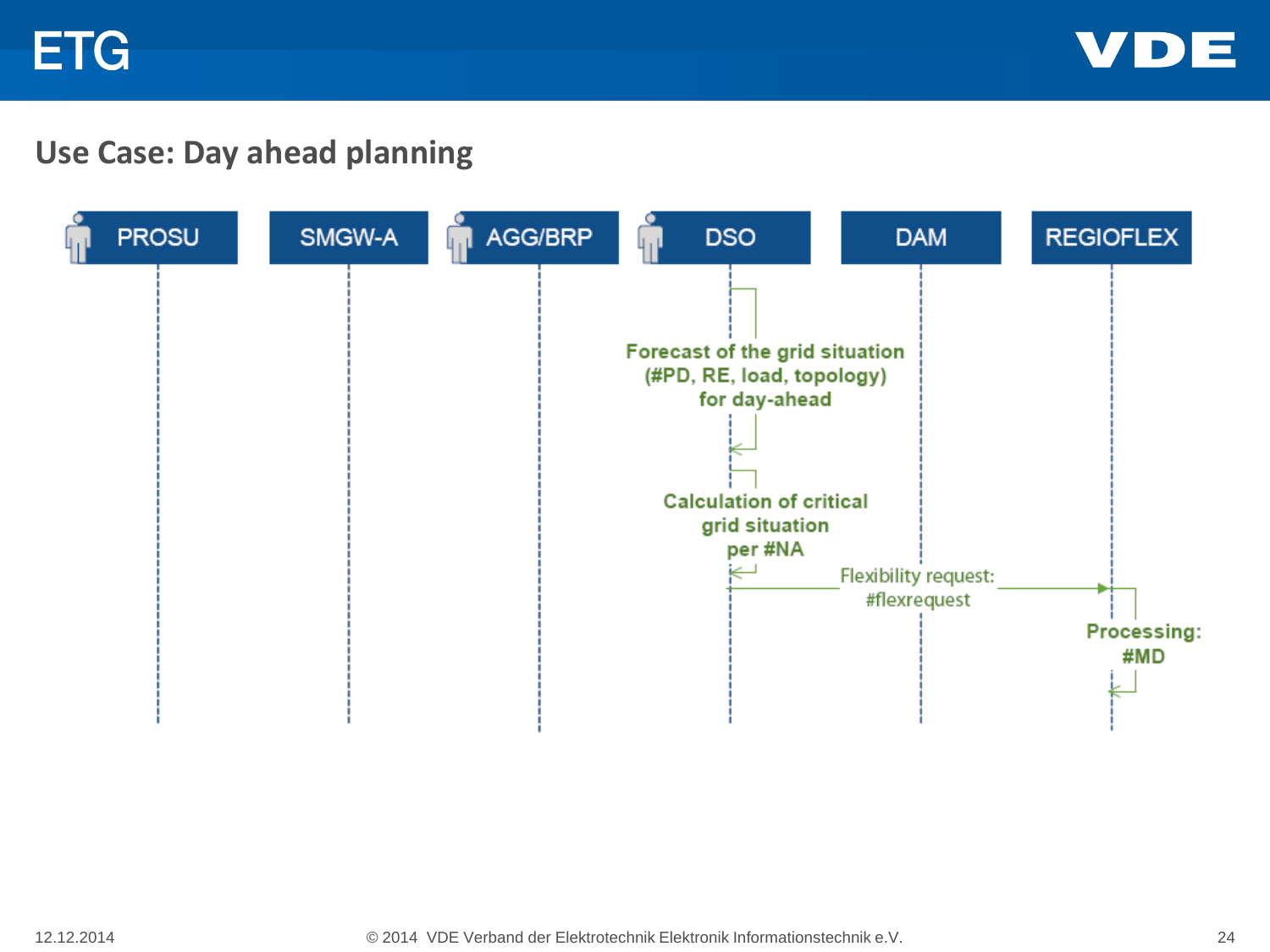## Use Case: Day ahead planning

PROSU | SMGW-A | AGG/BRP | DSO | DAM | REGIOFLEX

Forecast of the grid situation (#PD, RE, load, topology) for day-ahead

Calculation of critical grid situation per #NA

Flexibility request: #flexrequest

Processing: #MD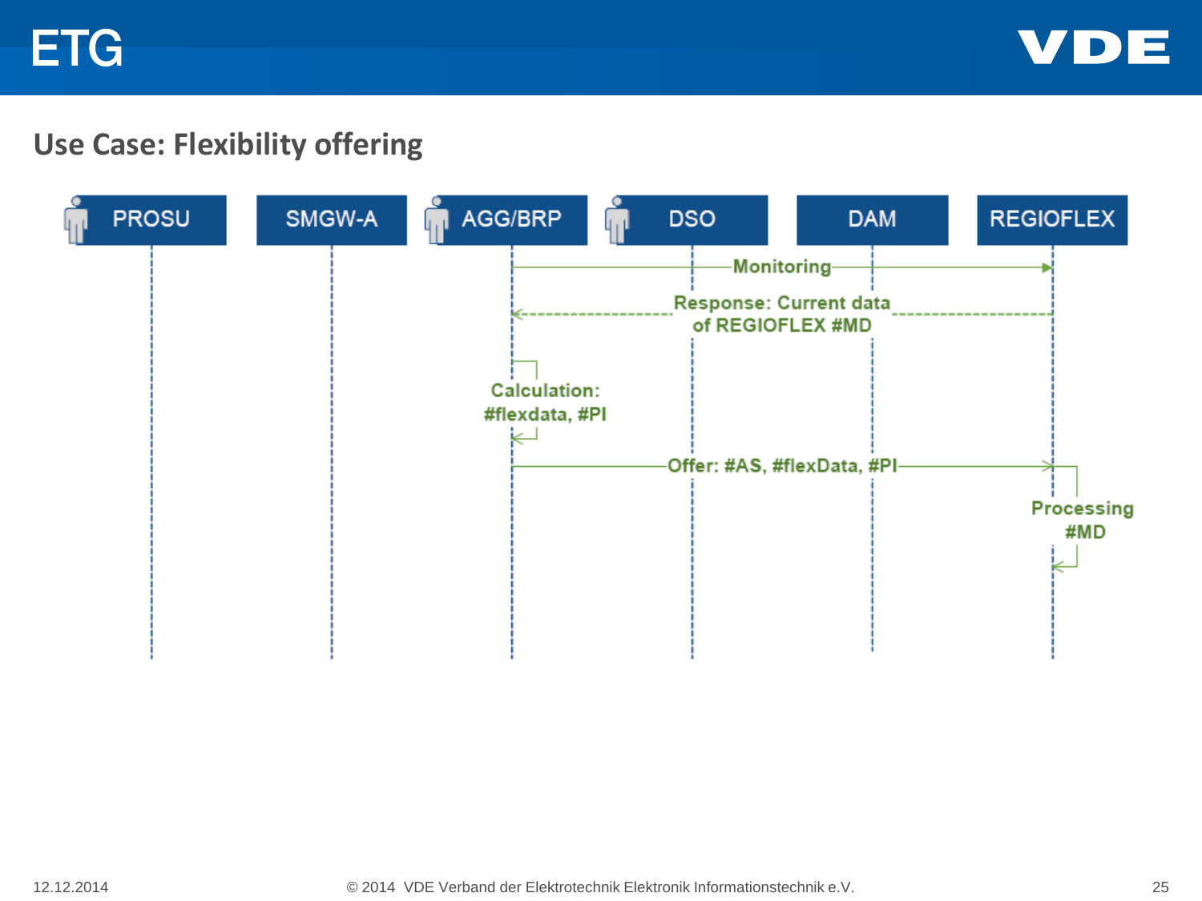## Use Case: Flexibility offering

PROSU

SMGW-A

AGG/BRP

DSO

DAM

REGIOFLEX

Monitoring

Response: Current data of REGIOFLEX #MD

Calculation: #flexdata, #PI

Offer: #AS, #flexData, #PI

Processing #MD